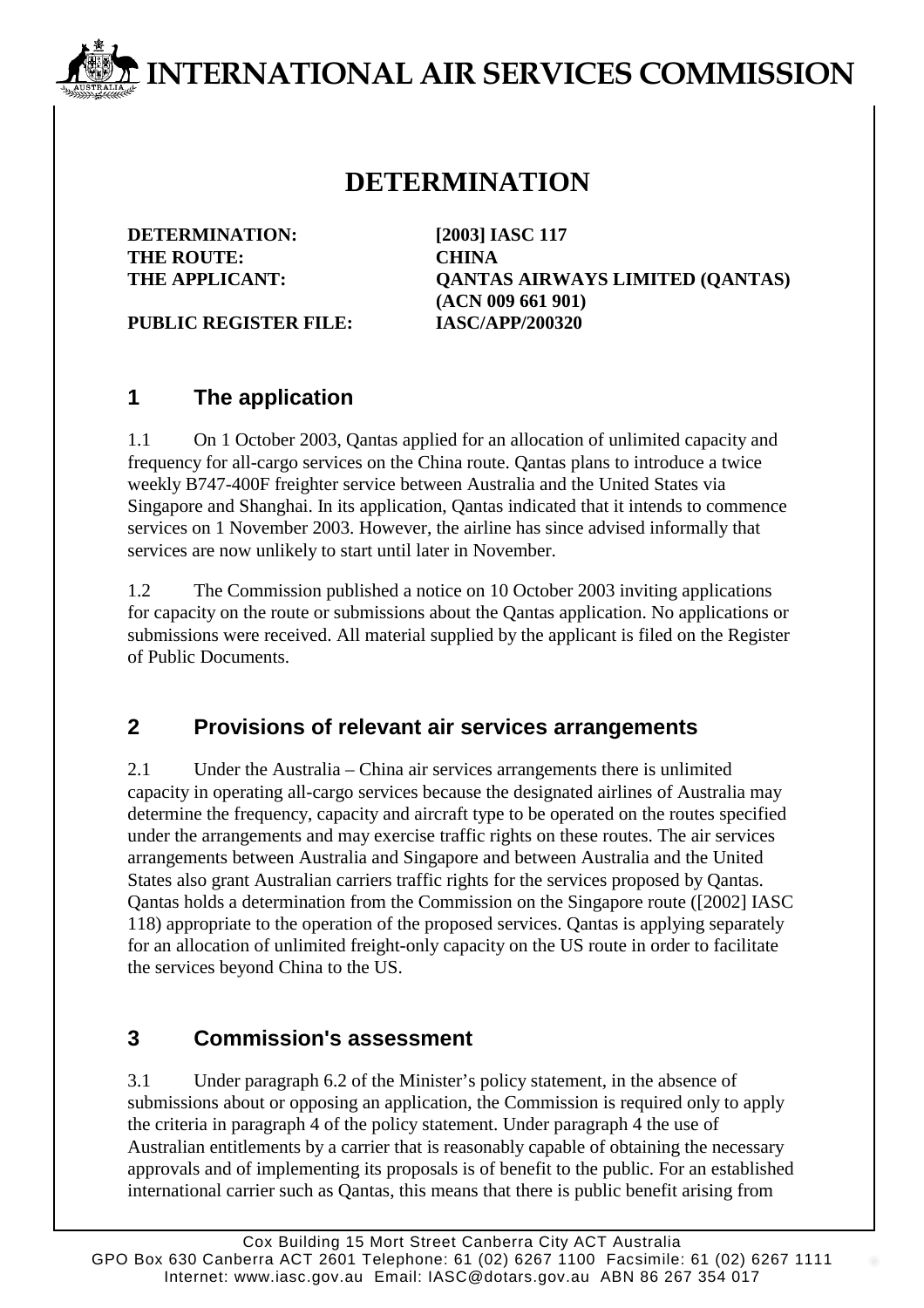# INTERNATIONAL AIR SERVICES COMMISSION

## DETERMINATION

| | |
|---|---|
| **DETERMINATION:** | **[2003] IASC 117** |
| **THE ROUTE:** | **CHINA** |
| **THE APPLICANT:** | **QANTAS AIRWAYS LIMITED (QANTAS) (ACN 009 661 901)** |
| **PUBLIC REGISTER FILE:** | **IASC/APP/200320** |

## 1 The application

1.1 On 1 October 2003, Qantas applied for an allocation of unlimited capacity and frequency for all-cargo services on the China route. Qantas plans to introduce a twice weekly B747-400F freighter service between Australia and the United States via Singapore and Shanghai. In its application, Qantas indicated that it intends to commence services on 1 November 2003. However, the airline has since advised informally that services are now unlikely to start until later in November.

1.2 The Commission published a notice on 10 October 2003 inviting applications for capacity on the route or submissions about the Qantas application. No applications or submissions were received. All material supplied by the applicant is filed on the Register of Public Documents.

## 2 Provisions of relevant air services arrangements

2.1 Under the Australia – China air services arrangements there is unlimited capacity in operating all-cargo services because the designated airlines of Australia may determine the frequency, capacity and aircraft type to be operated on the routes specified under the arrangements and may exercise traffic rights on these routes. The air services arrangements between Australia and Singapore and between Australia and the United States also grant Australian carriers traffic rights for the services proposed by Qantas. Qantas holds a determination from the Commission on the Singapore route ([2002] IASC 118) appropriate to the operation of the proposed services. Qantas is applying separately for an allocation of unlimited freight-only capacity on the US route in order to facilitate the services beyond China to the US.

## 3 Commission's assessment

3.1 Under paragraph 6.2 of the Minister's policy statement, in the absence of submissions about or opposing an application, the Commission is required only to apply the criteria in paragraph 4 of the policy statement. Under paragraph 4 the use of Australian entitlements by a carrier that is reasonably capable of obtaining the necessary approvals and of implementing its proposals is of benefit to the public. For an established international carrier such as Qantas, this means that there is public benefit arising from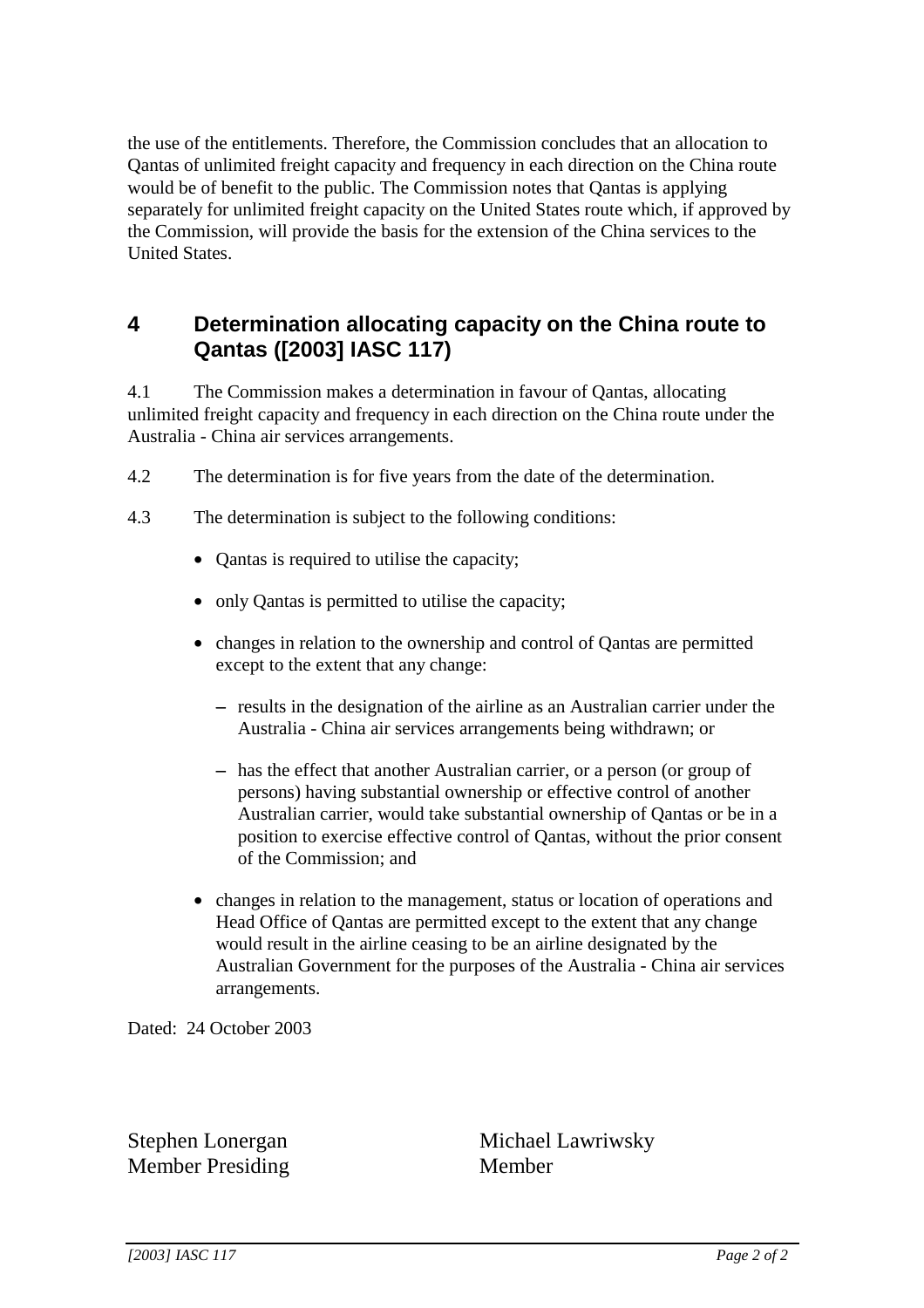the use of the entitlements. Therefore, the Commission concludes that an allocation to Qantas of unlimited freight capacity and frequency in each direction on the China route would be of benefit to the public. The Commission notes that Qantas is applying separately for unlimited freight capacity on the United States route which, if approved by the Commission, will provide the basis for the extension of the China services to the United States.

## 4 Determination allocating capacity on the China route to Qantas ([2003] IASC 117)

4.1 The Commission makes a determination in favour of Qantas, allocating unlimited freight capacity and frequency in each direction on the China route under the Australia - China air services arrangements.

4.2 The determination is for five years from the date of the determination.

4.3 The determination is subject to the following conditions:

- Qantas is required to utilise the capacity;
- only Qantas is permitted to utilise the capacity;
- changes in relation to the ownership and control of Qantas are permitted except to the extent that any change:
  - results in the designation of the airline as an Australian carrier under the Australia - China air services arrangements being withdrawn; or
  - has the effect that another Australian carrier, or a person (or group of persons) having substantial ownership or effective control of another Australian carrier, would take substantial ownership of Qantas or be in a position to exercise effective control of Qantas, without the prior consent of the Commission; and
- changes in relation to the management, status or location of operations and Head Office of Qantas are permitted except to the extent that any change would result in the airline ceasing to be an airline designated by the Australian Government for the purposes of the Australia - China air services arrangements.

Dated: 24 October 2003

| | |
|---|---|
| Stephen Lonergan | Michael Lawriwsky |
| Member Presiding | Member |